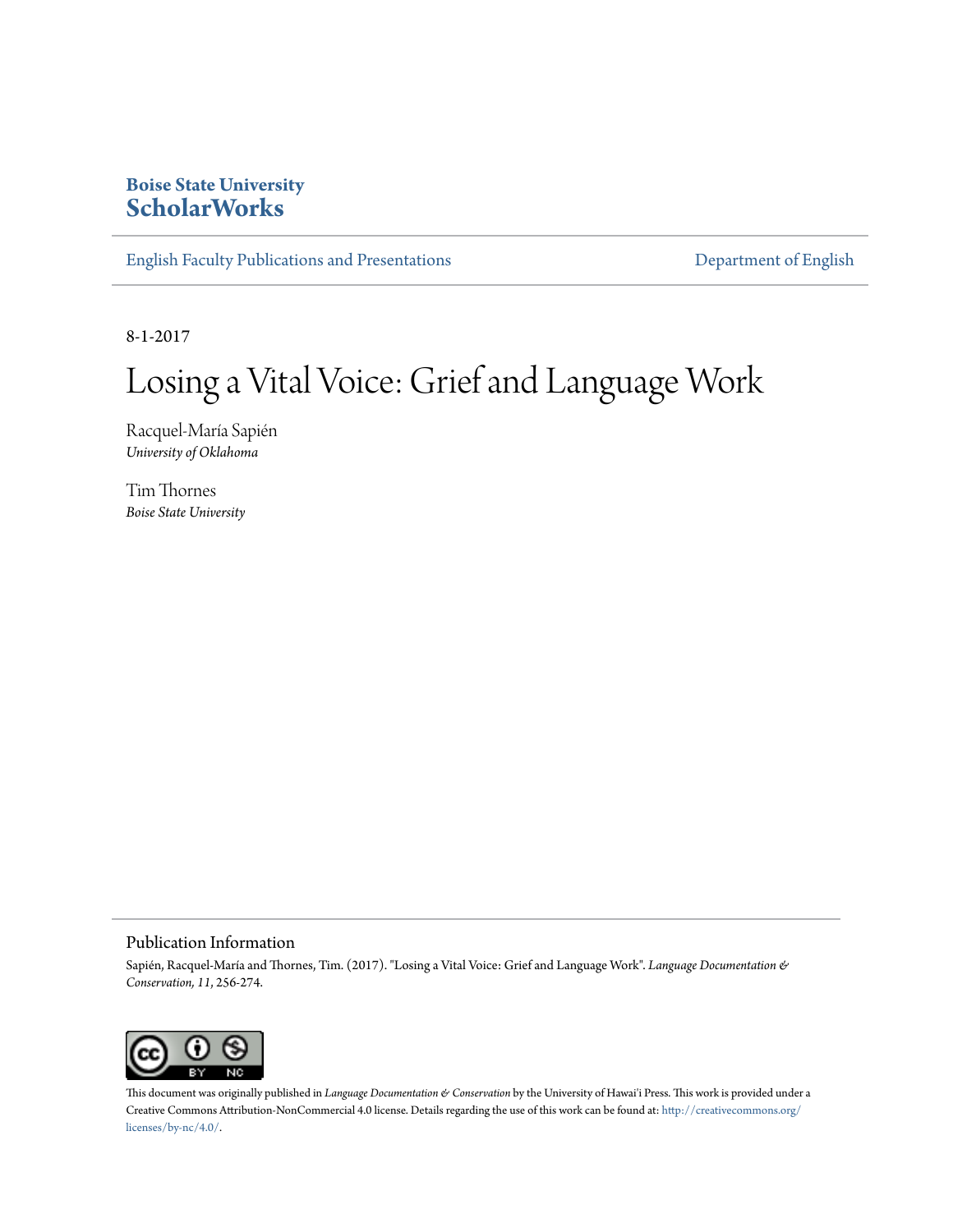**Boise State University**
**ScholarWorks**

English Faculty Publications and Presentations | Department of English

8-1-2017

# Losing a Vital Voice: Grief and Language Work

Racquel-María Sapién
*University of Oklahoma*

Tim Thornes
*Boise State University*

## Publication Information

Sapién, Racquel-María and Thornes, Tim. (2017). "Losing a Vital Voice: Grief and Language Work". *Language Documentation & Conservation, 11*, 256-274.

This document was originally published in *Language Documentation & Conservation* by the University of Hawai'i Press. This work is provided under a Creative Commons Attribution-NonCommercial 4.0 license. Details regarding the use of this work can be found at: http://creativecommons.org/licenses/by-nc/4.0/.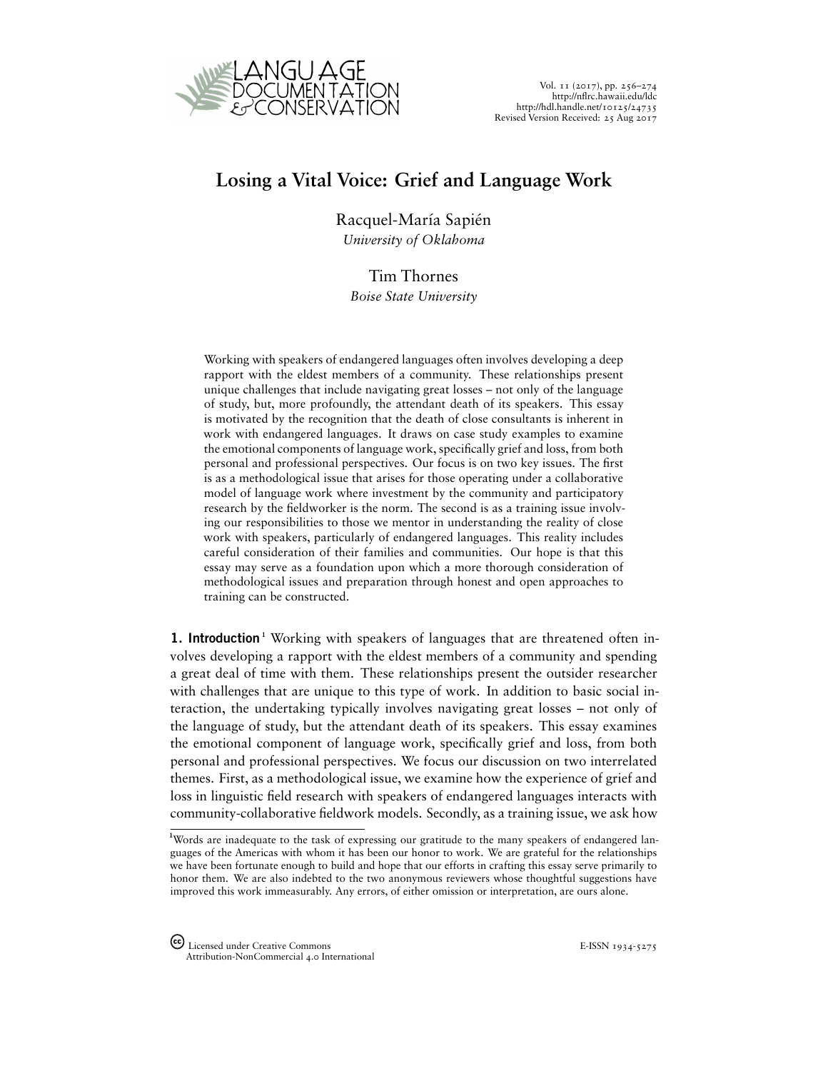# Losing a Vital Voice: Grief and Language Work

Racquel-María Sapién
*University of Oklahoma*

Tim Thornes
*Boise State University*

Working with speakers of endangered languages often involves developing a deep rapport with the eldest members of a community. These relationships present unique challenges that include navigating great losses – not only of the language of study, but, more profoundly, the attendant death of its speakers. This essay is motivated by the recognition that the death of close consultants is inherent in work with endangered languages. It draws on case study examples to examine the emotional components of language work, specifically grief and loss, from both personal and professional perspectives. Our focus is on two key issues. The first is as a methodological issue that arises for those operating under a collaborative model of language work where investment by the community and participatory research by the fieldworker is the norm. The second is as a training issue involving our responsibilities to those we mentor in understanding the reality of close work with speakers, particularly of endangered languages. This reality includes careful consideration of their families and communities. Our hope is that this essay may serve as a foundation upon which a more thorough consideration of methodological issues and preparation through honest and open approaches to training can be constructed.

**1. Introduction**[1] Working with speakers of languages that are threatened often involves developing a rapport with the eldest members of a community and spending a great deal of time with them. These relationships present the outsider researcher with challenges that are unique to this type of work. In addition to basic social interaction, the undertaking typically involves navigating great losses – not only of the language of study, but the attendant death of its speakers. This essay examines the emotional component of language work, specifically grief and loss, from both personal and professional perspectives. We focus our discussion on two interrelated themes. First, as a methodological issue, we examine how the experience of grief and loss in linguistic field research with speakers of endangered languages interacts with community-collaborative fieldwork models. Secondly, as a training issue, we ask how

[1] Words are inadequate to the task of expressing our gratitude to the many speakers of endangered languages of the Americas with whom it has been our honor to work. We are grateful for the relationships we have been fortunate enough to build and hope that our efforts in crafting this essay serve primarily to honor them. We are also indebted to the two anonymous reviewers whose thoughtful suggestions have improved this work immeasurably. Any errors, of either omission or interpretation, are ours alone.

Licensed under Creative Commons Attribution-NonCommercial 4.0 International

E-ISSN 1934-5275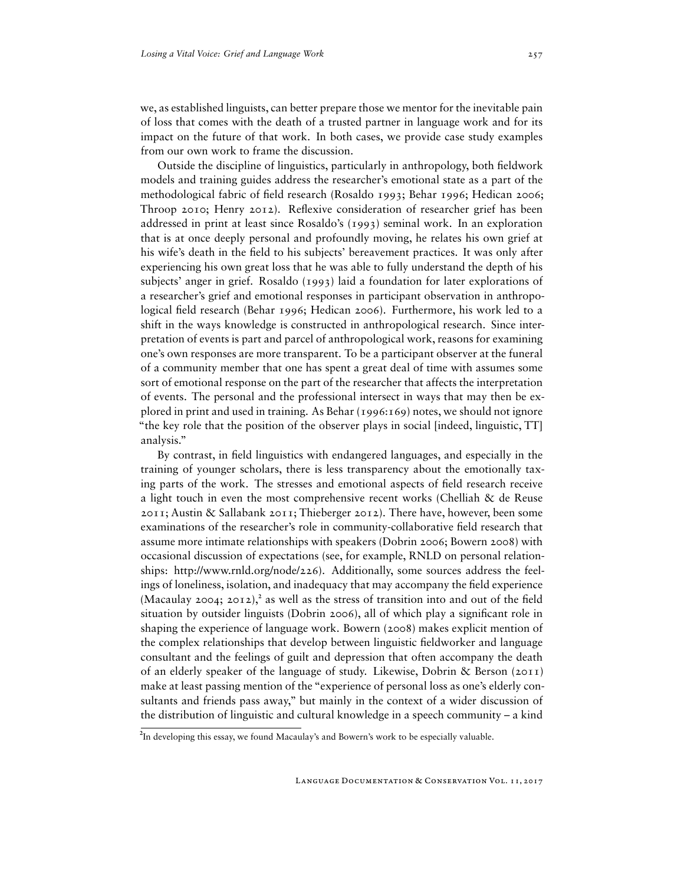we, as established linguists, can better prepare those we mentor for the inevitable pain of loss that comes with the death of a trusted partner in language work and for its impact on the future of that work. In both cases, we provide case study examples from our own work to frame the discussion.

Outside the discipline of linguistics, particularly in anthropology, both fieldwork models and training guides address the researcher's emotional state as a part of the methodological fabric of field research (Rosaldo 1993; Behar 1996; Hedican 2006; Throop 2010; Henry 2012). Reflexive consideration of researcher grief has been addressed in print at least since Rosaldo's (1993) seminal work. In an exploration that is at once deeply personal and profoundly moving, he relates his own grief at his wife's death in the field to his subjects' bereavement practices. It was only after experiencing his own great loss that he was able to fully understand the depth of his subjects' anger in grief. Rosaldo (1993) laid a foundation for later explorations of a researcher's grief and emotional responses in participant observation in anthropological field research (Behar 1996; Hedican 2006). Furthermore, his work led to a shift in the ways knowledge is constructed in anthropological research. Since interpretation of events is part and parcel of anthropological work, reasons for examining one's own responses are more transparent. To be a participant observer at the funeral of a community member that one has spent a great deal of time with assumes some sort of emotional response on the part of the researcher that affects the interpretation of events. The personal and the professional intersect in ways that may then be explored in print and used in training. As Behar (1996:169) notes, we should not ignore "the key role that the position of the observer plays in social [indeed, linguistic, TT] analysis."

By contrast, in field linguistics with endangered languages, and especially in the training of younger scholars, there is less transparency about the emotionally taxing parts of the work. The stresses and emotional aspects of field research receive a light touch in even the most comprehensive recent works (Chelliah & de Reuse 2011; Austin & Sallabank 2011; Thieberger 2012). There have, however, been some examinations of the researcher's role in community-collaborative field research that assume more intimate relationships with speakers (Dobrin 2006; Bowern 2008) with occasional discussion of expectations (see, for example, RNLD on personal relationships: http://www.rnld.org/node/226). Additionally, some sources address the feelings of loneliness, isolation, and inadequacy that may accompany the field experience (Macaulay 2004; 2012),[2] as well as the stress of transition into and out of the field situation by outsider linguists (Dobrin 2006), all of which play a significant role in shaping the experience of language work. Bowern (2008) makes explicit mention of the complex relationships that develop between linguistic fieldworker and language consultant and the feelings of guilt and depression that often accompany the death of an elderly speaker of the language of study. Likewise, Dobrin & Berson (2011) make at least passing mention of the "experience of personal loss as one's elderly consultants and friends pass away," but mainly in the context of a wider discussion of the distribution of linguistic and cultural knowledge in a speech community – a kind

[2] In developing this essay, we found Macaulay's and Bowern's work to be especially valuable.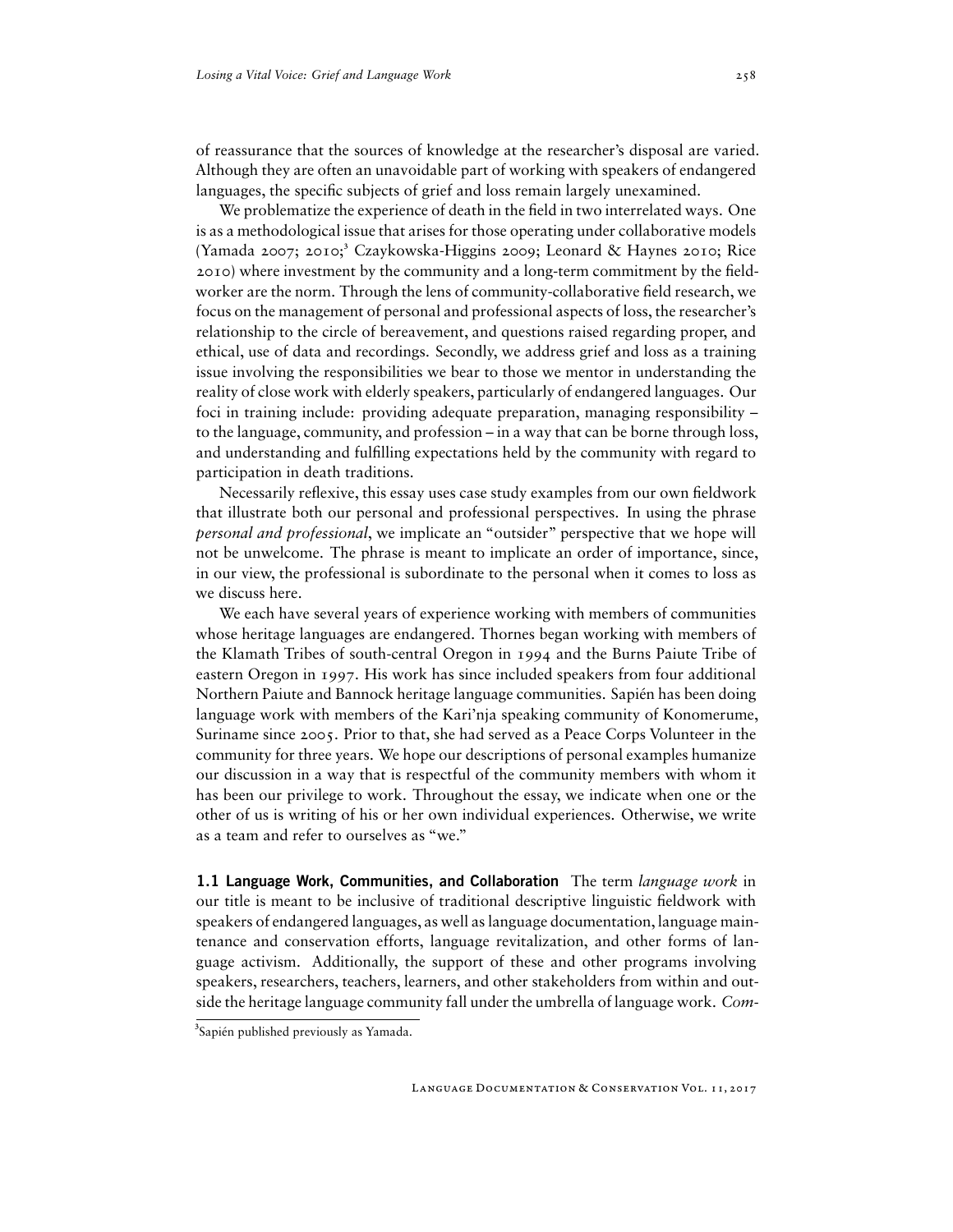of reassurance that the sources of knowledge at the researcher's disposal are varied. Although they are often an unavoidable part of working with speakers of endangered languages, the specific subjects of grief and loss remain largely unexamined.

We problematize the experience of death in the field in two interrelated ways. One is as a methodological issue that arises for those operating under collaborative models (Yamada 2007; 2010;[3] Czaykowska-Higgins 2009; Leonard & Haynes 2010; Rice 2010) where investment by the community and a long-term commitment by the fieldworker are the norm. Through the lens of community-collaborative field research, we focus on the management of personal and professional aspects of loss, the researcher's relationship to the circle of bereavement, and questions raised regarding proper, and ethical, use of data and recordings. Secondly, we address grief and loss as a training issue involving the responsibilities we bear to those we mentor in understanding the reality of close work with elderly speakers, particularly of endangered languages. Our foci in training include: providing adequate preparation, managing responsibility – to the language, community, and profession – in a way that can be borne through loss, and understanding and fulfilling expectations held by the community with regard to participation in death traditions.

Necessarily reflexive, this essay uses case study examples from our own fieldwork that illustrate both our personal and professional perspectives. In using the phrase *personal and professional*, we implicate an "outsider" perspective that we hope will not be unwelcome. The phrase is meant to implicate an order of importance, since, in our view, the professional is subordinate to the personal when it comes to loss as we discuss here.

We each have several years of experience working with members of communities whose heritage languages are endangered. Thornes began working with members of the Klamath Tribes of south-central Oregon in 1994 and the Burns Paiute Tribe of eastern Oregon in 1997. His work has since included speakers from four additional Northern Paiute and Bannock heritage language communities. Sapién has been doing language work with members of the Kari'nja speaking community of Konomerume, Suriname since 2005. Prior to that, she had served as a Peace Corps Volunteer in the community for three years. We hope our descriptions of personal examples humanize our discussion in a way that is respectful of the community members with whom it has been our privilege to work. Throughout the essay, we indicate when one or the other of us is writing of his or her own individual experiences. Otherwise, we write as a team and refer to ourselves as "we."

**1.1 Language Work, Communities, and Collaboration** The term *language work* in our title is meant to be inclusive of traditional descriptive linguistic fieldwork with speakers of endangered languages, as well as language documentation, language maintenance and conservation efforts, language revitalization, and other forms of language activism. Additionally, the support of these and other programs involving speakers, researchers, teachers, learners, and other stakeholders from within and outside the heritage language community fall under the umbrella of language work. *Com-*

[3] Sapién published previously as Yamada.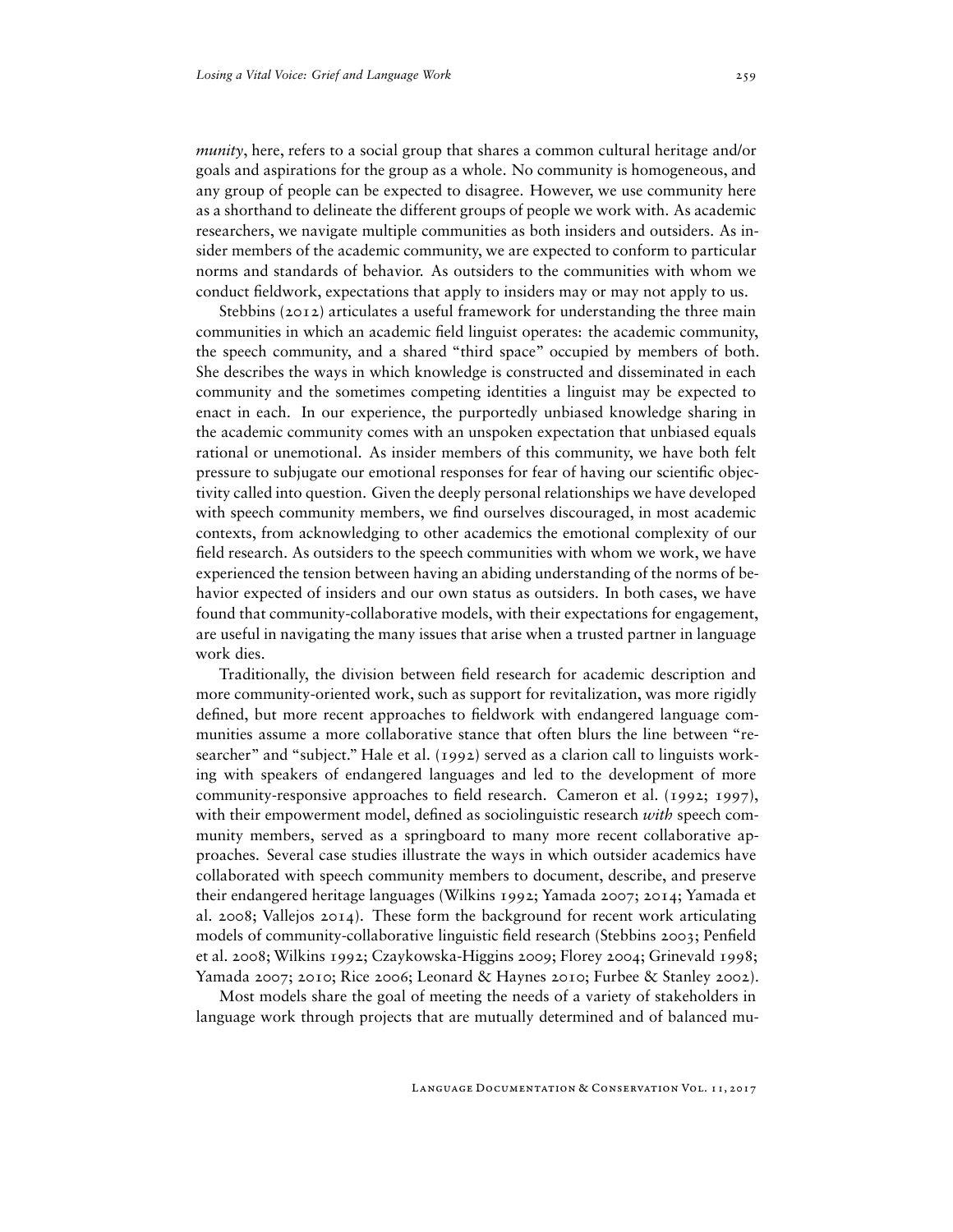*munity*, here, refers to a social group that shares a common cultural heritage and/or goals and aspirations for the group as a whole. No community is homogeneous, and any group of people can be expected to disagree. However, we use community here as a shorthand to delineate the different groups of people we work with. As academic researchers, we navigate multiple communities as both insiders and outsiders. As insider members of the academic community, we are expected to conform to particular norms and standards of behavior. As outsiders to the communities with whom we conduct fieldwork, expectations that apply to insiders may or may not apply to us.

Stebbins (2012) articulates a useful framework for understanding the three main communities in which an academic field linguist operates: the academic community, the speech community, and a shared "third space" occupied by members of both. She describes the ways in which knowledge is constructed and disseminated in each community and the sometimes competing identities a linguist may be expected to enact in each. In our experience, the purportedly unbiased knowledge sharing in the academic community comes with an unspoken expectation that unbiased equals rational or unemotional. As insider members of this community, we have both felt pressure to subjugate our emotional responses for fear of having our scientific objectivity called into question. Given the deeply personal relationships we have developed with speech community members, we find ourselves discouraged, in most academic contexts, from acknowledging to other academics the emotional complexity of our field research. As outsiders to the speech communities with whom we work, we have experienced the tension between having an abiding understanding of the norms of behavior expected of insiders and our own status as outsiders. In both cases, we have found that community-collaborative models, with their expectations for engagement, are useful in navigating the many issues that arise when a trusted partner in language work dies.

Traditionally, the division between field research for academic description and more community-oriented work, such as support for revitalization, was more rigidly defined, but more recent approaches to fieldwork with endangered language communities assume a more collaborative stance that often blurs the line between "researcher" and "subject." Hale et al. (1992) served as a clarion call to linguists working with speakers of endangered languages and led to the development of more community-responsive approaches to field research. Cameron et al. (1992; 1997), with their empowerment model, defined as sociolinguistic research *with* speech community members, served as a springboard to many more recent collaborative approaches. Several case studies illustrate the ways in which outsider academics have collaborated with speech community members to document, describe, and preserve their endangered heritage languages (Wilkins 1992; Yamada 2007; 2014; Yamada et al. 2008; Vallejos 2014). These form the background for recent work articulating models of community-collaborative linguistic field research (Stebbins 2003; Penfield et al. 2008; Wilkins 1992; Czaykowska-Higgins 2009; Florey 2004; Grinevald 1998; Yamada 2007; 2010; Rice 2006; Leonard & Haynes 2010; Furbee & Stanley 2002).

Most models share the goal of meeting the needs of a variety of stakeholders in language work through projects that are mutually determined and of balanced mu-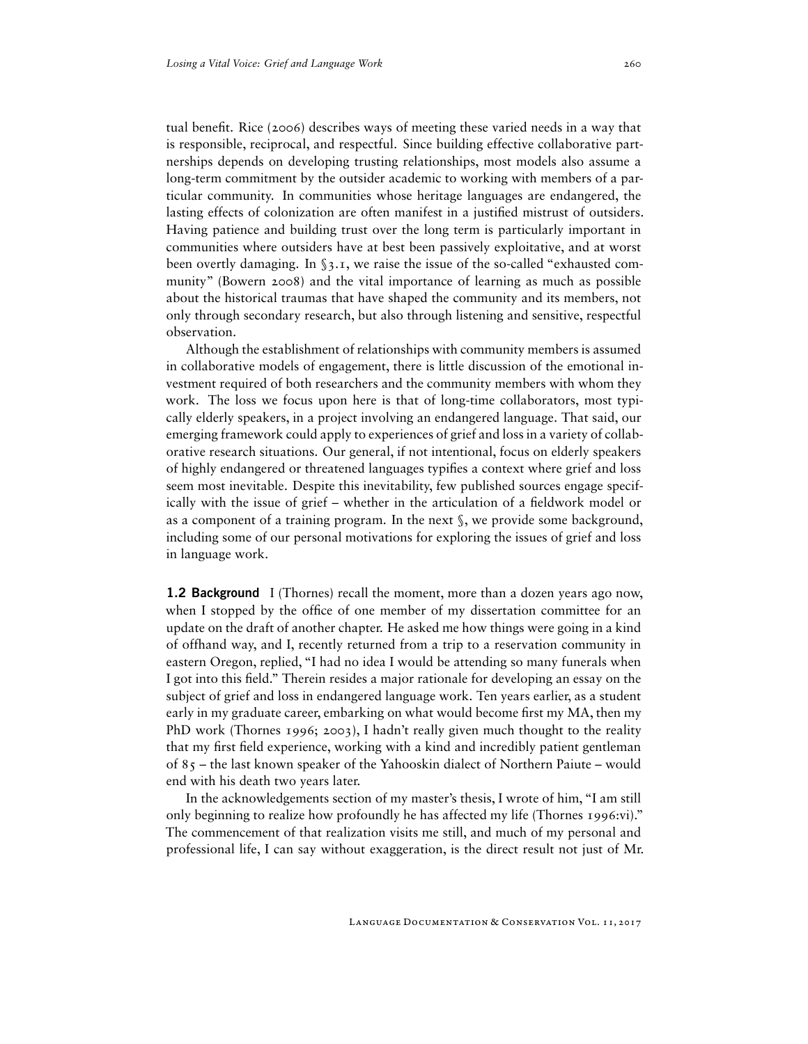tual benefit. Rice (2006) describes ways of meeting these varied needs in a way that is responsible, reciprocal, and respectful. Since building effective collaborative partnerships depends on developing trusting relationships, most models also assume a long-term commitment by the outsider academic to working with members of a particular community. In communities whose heritage languages are endangered, the lasting effects of colonization are often manifest in a justified mistrust of outsiders. Having patience and building trust over the long term is particularly important in communities where outsiders have at best been passively exploitative, and at worst been overtly damaging. In §3.1, we raise the issue of the so-called "exhausted community" (Bowern 2008) and the vital importance of learning as much as possible about the historical traumas that have shaped the community and its members, not only through secondary research, but also through listening and sensitive, respectful observation.

Although the establishment of relationships with community members is assumed in collaborative models of engagement, there is little discussion of the emotional investment required of both researchers and the community members with whom they work. The loss we focus upon here is that of long-time collaborators, most typically elderly speakers, in a project involving an endangered language. That said, our emerging framework could apply to experiences of grief and loss in a variety of collaborative research situations. Our general, if not intentional, focus on elderly speakers of highly endangered or threatened languages typifies a context where grief and loss seem most inevitable. Despite this inevitability, few published sources engage specifically with the issue of grief – whether in the articulation of a fieldwork model or as a component of a training program. In the next §, we provide some background, including some of our personal motivations for exploring the issues of grief and loss in language work.

## 1.2 Background

I (Thornes) recall the moment, more than a dozen years ago now, when I stopped by the office of one member of my dissertation committee for an update on the draft of another chapter. He asked me how things were going in a kind of offhand way, and I, recently returned from a trip to a reservation community in eastern Oregon, replied, "I had no idea I would be attending so many funerals when I got into this field." Therein resides a major rationale for developing an essay on the subject of grief and loss in endangered language work. Ten years earlier, as a student early in my graduate career, embarking on what would become first my MA, then my PhD work (Thornes 1996; 2003), I hadn't really given much thought to the reality that my first field experience, working with a kind and incredibly patient gentleman of 85 – the last known speaker of the Yahooskin dialect of Northern Paiute – would end with his death two years later.

In the acknowledgements section of my master's thesis, I wrote of him, "I am still only beginning to realize how profoundly he has affected my life (Thornes 1996:vi)." The commencement of that realization visits me still, and much of my personal and professional life, I can say without exaggeration, is the direct result not just of Mr.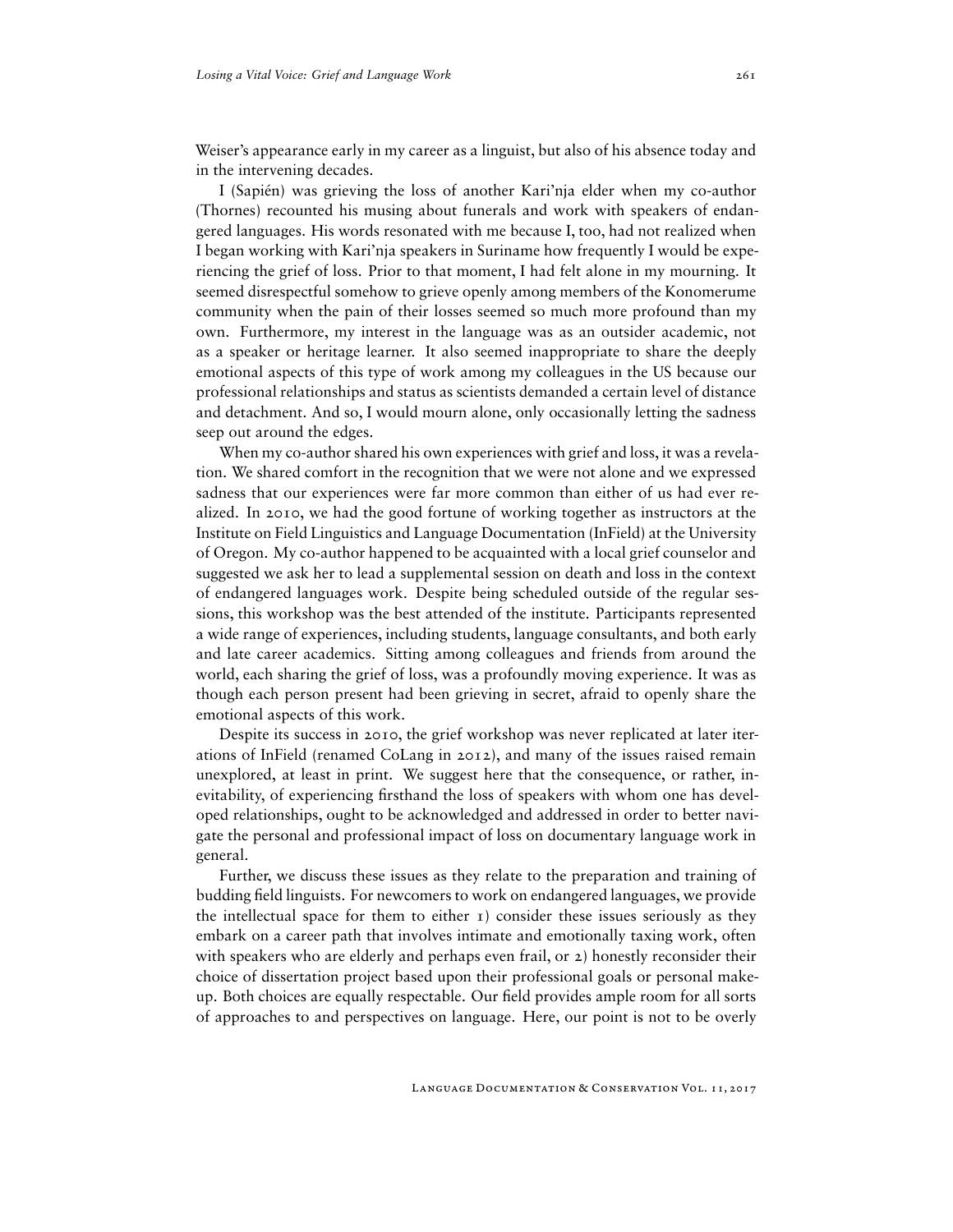Weiser's appearance early in my career as a linguist, but also of his absence today and in the intervening decades.

I (Sapién) was grieving the loss of another Kari'nja elder when my co-author (Thornes) recounted his musing about funerals and work with speakers of endangered languages. His words resonated with me because I, too, had not realized when I began working with Kari'nja speakers in Suriname how frequently I would be experiencing the grief of loss. Prior to that moment, I had felt alone in my mourning. It seemed disrespectful somehow to grieve openly among members of the Konomerume community when the pain of their losses seemed so much more profound than my own. Furthermore, my interest in the language was as an outsider academic, not as a speaker or heritage learner. It also seemed inappropriate to share the deeply emotional aspects of this type of work among my colleagues in the US because our professional relationships and status as scientists demanded a certain level of distance and detachment. And so, I would mourn alone, only occasionally letting the sadness seep out around the edges.

When my co-author shared his own experiences with grief and loss, it was a revelation. We shared comfort in the recognition that we were not alone and we expressed sadness that our experiences were far more common than either of us had ever realized. In 2010, we had the good fortune of working together as instructors at the Institute on Field Linguistics and Language Documentation (InField) at the University of Oregon. My co-author happened to be acquainted with a local grief counselor and suggested we ask her to lead a supplemental session on death and loss in the context of endangered languages work. Despite being scheduled outside of the regular sessions, this workshop was the best attended of the institute. Participants represented a wide range of experiences, including students, language consultants, and both early and late career academics. Sitting among colleagues and friends from around the world, each sharing the grief of loss, was a profoundly moving experience. It was as though each person present had been grieving in secret, afraid to openly share the emotional aspects of this work.

Despite its success in 2010, the grief workshop was never replicated at later iterations of InField (renamed CoLang in 2012), and many of the issues raised remain unexplored, at least in print. We suggest here that the consequence, or rather, inevitability, of experiencing firsthand the loss of speakers with whom one has developed relationships, ought to be acknowledged and addressed in order to better navigate the personal and professional impact of loss on documentary language work in general.

Further, we discuss these issues as they relate to the preparation and training of budding field linguists. For newcomers to work on endangered languages, we provide the intellectual space for them to either 1) consider these issues seriously as they embark on a career path that involves intimate and emotionally taxing work, often with speakers who are elderly and perhaps even frail, or 2) honestly reconsider their choice of dissertation project based upon their professional goals or personal makeup. Both choices are equally respectable. Our field provides ample room for all sorts of approaches to and perspectives on language. Here, our point is not to be overly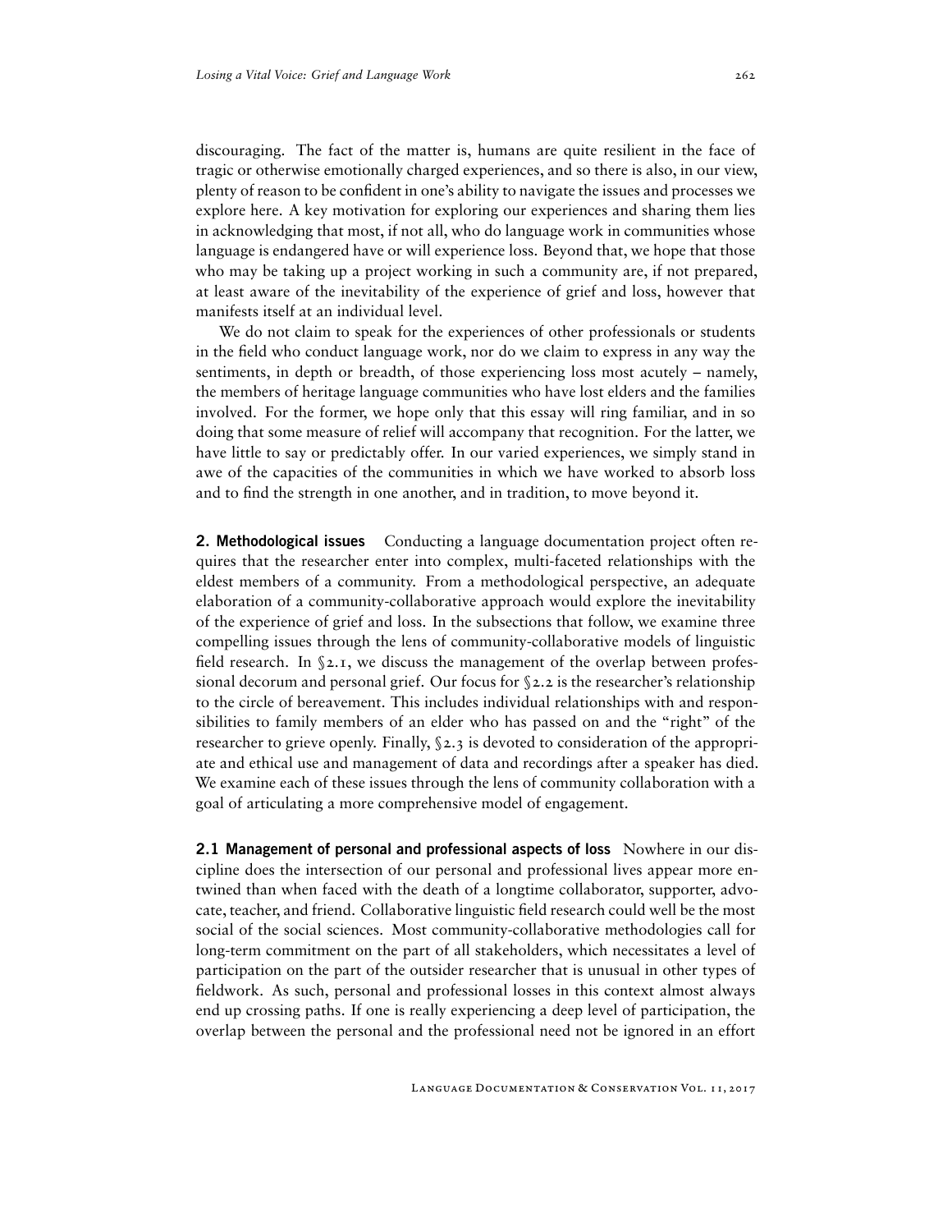discouraging. The fact of the matter is, humans are quite resilient in the face of tragic or otherwise emotionally charged experiences, and so there is also, in our view, plenty of reason to be confident in one's ability to navigate the issues and processes we explore here. A key motivation for exploring our experiences and sharing them lies in acknowledging that most, if not all, who do language work in communities whose language is endangered have or will experience loss. Beyond that, we hope that those who may be taking up a project working in such a community are, if not prepared, at least aware of the inevitability of the experience of grief and loss, however that manifests itself at an individual level.

We do not claim to speak for the experiences of other professionals or students in the field who conduct language work, nor do we claim to express in any way the sentiments, in depth or breadth, of those experiencing loss most acutely – namely, the members of heritage language communities who have lost elders and the families involved. For the former, we hope only that this essay will ring familiar, and in so doing that some measure of relief will accompany that recognition. For the latter, we have little to say or predictably offer. In our varied experiences, we simply stand in awe of the capacities of the communities in which we have worked to absorb loss and to find the strength in one another, and in tradition, to move beyond it.

## 2. Methodological issues

Conducting a language documentation project often requires that the researcher enter into complex, multi-faceted relationships with the eldest members of a community. From a methodological perspective, an adequate elaboration of a community-collaborative approach would explore the inevitability of the experience of grief and loss. In the subsections that follow, we examine three compelling issues through the lens of community-collaborative models of linguistic field research. In §2.1, we discuss the management of the overlap between professional decorum and personal grief. Our focus for §2.2 is the researcher's relationship to the circle of bereavement. This includes individual relationships with and responsibilities to family members of an elder who has passed on and the "right" of the researcher to grieve openly. Finally, §2.3 is devoted to consideration of the appropriate and ethical use and management of data and recordings after a speaker has died. We examine each of these issues through the lens of community collaboration with a goal of articulating a more comprehensive model of engagement.

### 2.1 Management of personal and professional aspects of loss

Nowhere in our discipline does the intersection of our personal and professional lives appear more entwined than when faced with the death of a longtime collaborator, supporter, advocate, teacher, and friend. Collaborative linguistic field research could well be the most social of the social sciences. Most community-collaborative methodologies call for long-term commitment on the part of all stakeholders, which necessitates a level of participation on the part of the outsider researcher that is unusual in other types of fieldwork. As such, personal and professional losses in this context almost always end up crossing paths. If one is really experiencing a deep level of participation, the overlap between the personal and the professional need not be ignored in an effort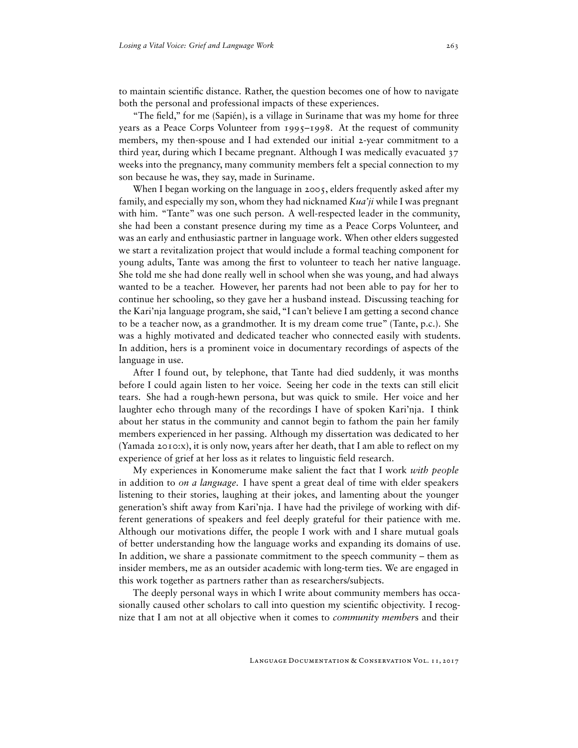to maintain scientific distance. Rather, the question becomes one of how to navigate both the personal and professional impacts of these experiences.

"The field," for me (Sapién), is a village in Suriname that was my home for three years as a Peace Corps Volunteer from 1995–1998. At the request of community members, my then-spouse and I had extended our initial 2-year commitment to a third year, during which I became pregnant. Although I was medically evacuated 37 weeks into the pregnancy, many community members felt a special connection to my son because he was, they say, made in Suriname.

When I began working on the language in 2005, elders frequently asked after my family, and especially my son, whom they had nicknamed *Kua'ji* while I was pregnant with him. "Tante" was one such person. A well-respected leader in the community, she had been a constant presence during my time as a Peace Corps Volunteer, and was an early and enthusiastic partner in language work. When other elders suggested we start a revitalization project that would include a formal teaching component for young adults, Tante was among the first to volunteer to teach her native language. She told me she had done really well in school when she was young, and had always wanted to be a teacher. However, her parents had not been able to pay for her to continue her schooling, so they gave her a husband instead. Discussing teaching for the Kari'nja language program, she said, "I can't believe I am getting a second chance to be a teacher now, as a grandmother. It is my dream come true" (Tante, p.c.). She was a highly motivated and dedicated teacher who connected easily with students. In addition, hers is a prominent voice in documentary recordings of aspects of the language in use.

After I found out, by telephone, that Tante had died suddenly, it was months before I could again listen to her voice. Seeing her code in the texts can still elicit tears. She had a rough-hewn persona, but was quick to smile. Her voice and her laughter echo through many of the recordings I have of spoken Kari'nja. I think about her status in the community and cannot begin to fathom the pain her family members experienced in her passing. Although my dissertation was dedicated to her (Yamada 2010:x), it is only now, years after her death, that I am able to reflect on my experience of grief at her loss as it relates to linguistic field research.

My experiences in Konomerume make salient the fact that I work *with people* in addition to *on a language*. I have spent a great deal of time with elder speakers listening to their stories, laughing at their jokes, and lamenting about the younger generation's shift away from Kari'nja. I have had the privilege of working with different generations of speakers and feel deeply grateful for their patience with me. Although our motivations differ, the people I work with and I share mutual goals of better understanding how the language works and expanding its domains of use. In addition, we share a passionate commitment to the speech community – them as insider members, me as an outsider academic with long-term ties. We are engaged in this work together as partners rather than as researchers/subjects.

The deeply personal ways in which I write about community members has occasionally caused other scholars to call into question my scientific objectivity. I recognize that I am not at all objective when it comes to *community member*s and their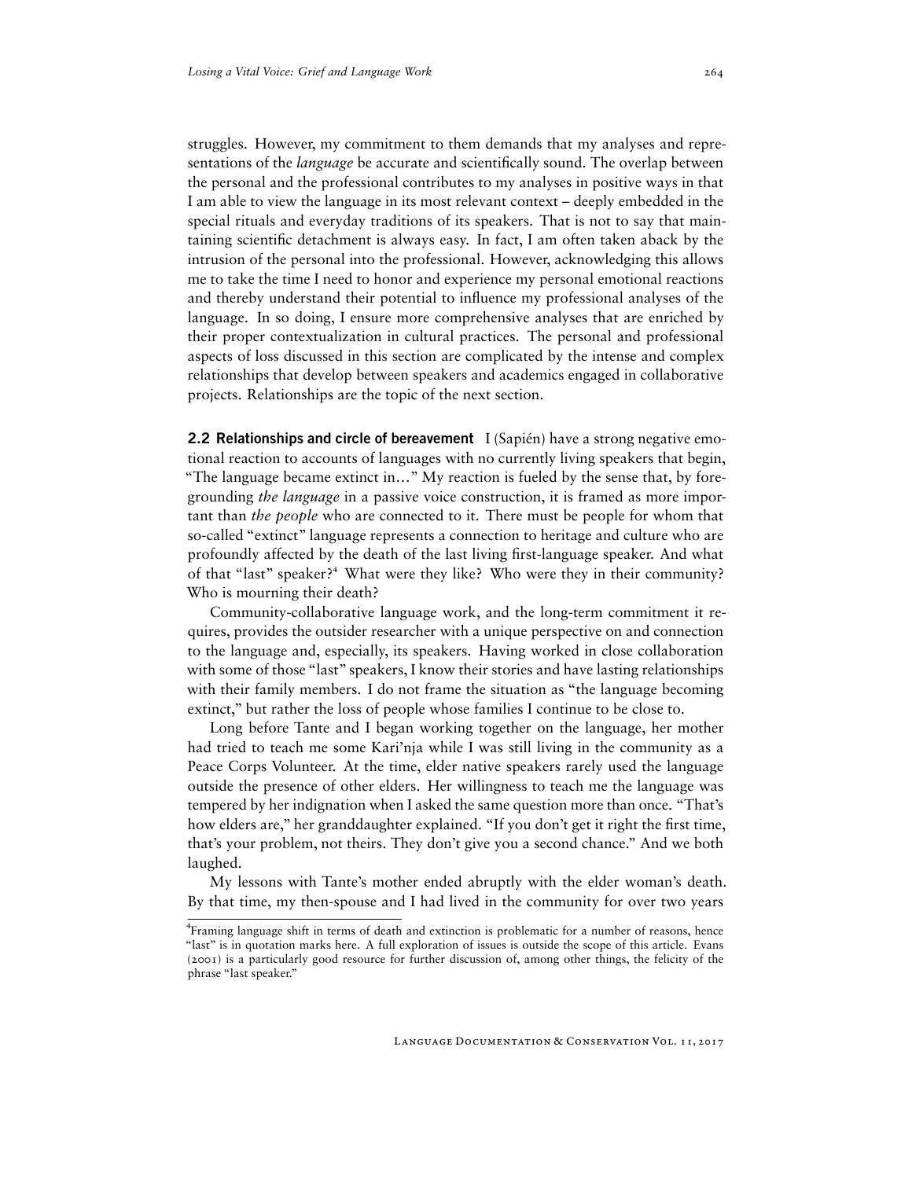struggles. However, my commitment to them demands that my analyses and representations of the *language* be accurate and scientifically sound. The overlap between the personal and the professional contributes to my analyses in positive ways in that I am able to view the language in its most relevant context – deeply embedded in the special rituals and everyday traditions of its speakers. That is not to say that maintaining scientific detachment is always easy. In fact, I am often taken aback by the intrusion of the personal into the professional. However, acknowledging this allows me to take the time I need to honor and experience my personal emotional reactions and thereby understand their potential to influence my professional analyses of the language. In so doing, I ensure more comprehensive analyses that are enriched by their proper contextualization in cultural practices. The personal and professional aspects of loss discussed in this section are complicated by the intense and complex relationships that develop between speakers and academics engaged in collaborative projects. Relationships are the topic of the next section.

**2.2 Relationships and circle of bereavement** I (Sapién) have a strong negative emotional reaction to accounts of languages with no currently living speakers that begin, "The language became extinct in…" My reaction is fueled by the sense that, by foregrounding *the language* in a passive voice construction, it is framed as more important than *the people* who are connected to it. There must be people for whom that so-called "extinct" language represents a connection to heritage and culture who are profoundly affected by the death of the last living first-language speaker. And what of that "last" speaker?[4] What were they like? Who were they in their community? Who is mourning their death?

Community-collaborative language work, and the long-term commitment it requires, provides the outsider researcher with a unique perspective on and connection to the language and, especially, its speakers. Having worked in close collaboration with some of those "last" speakers, I know their stories and have lasting relationships with their family members. I do not frame the situation as "the language becoming extinct," but rather the loss of people whose families I continue to be close to.

Long before Tante and I began working together on the language, her mother had tried to teach me some Kari'nja while I was still living in the community as a Peace Corps Volunteer. At the time, elder native speakers rarely used the language outside the presence of other elders. Her willingness to teach me the language was tempered by her indignation when I asked the same question more than once. "That's how elders are," her granddaughter explained. "If you don't get it right the first time, that's your problem, not theirs. They don't give you a second chance." And we both laughed.

My lessons with Tante's mother ended abruptly with the elder woman's death. By that time, my then-spouse and I had lived in the community for over two years

[4] Framing language shift in terms of death and extinction is problematic for a number of reasons, hence "last" is in quotation marks here. A full exploration of issues is outside the scope of this article. Evans (2001) is a particularly good resource for further discussion of, among other things, the felicity of the phrase "last speaker."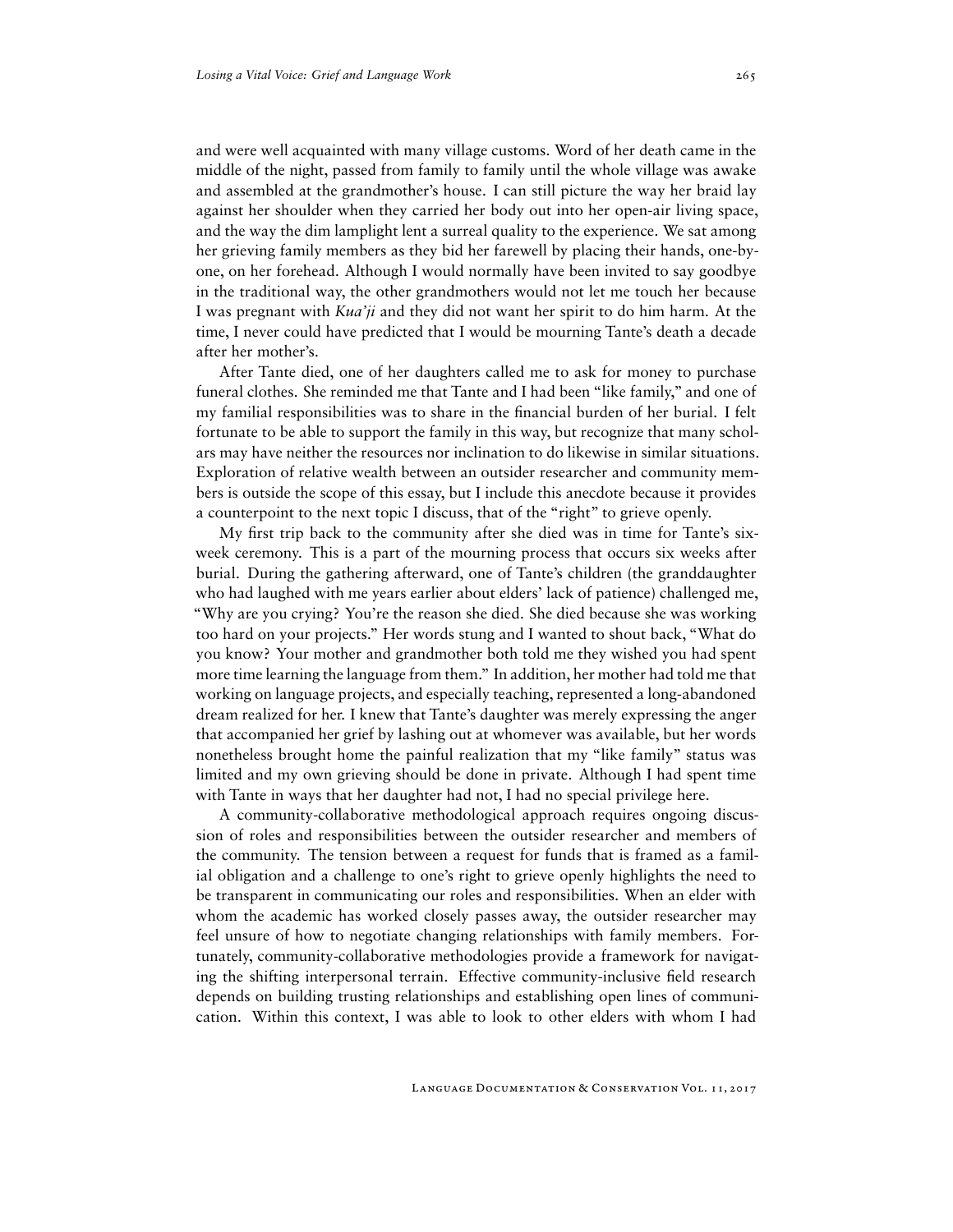and were well acquainted with many village customs. Word of her death came in the middle of the night, passed from family to family until the whole village was awake and assembled at the grandmother's house. I can still picture the way her braid lay against her shoulder when they carried her body out into her open-air living space, and the way the dim lamplight lent a surreal quality to the experience. We sat among her grieving family members as they bid her farewell by placing their hands, one-by-one, on her forehead. Although I would normally have been invited to say goodbye in the traditional way, the other grandmothers would not let me touch her because I was pregnant with *Kua'ji* and they did not want her spirit to do him harm. At the time, I never could have predicted that I would be mourning Tante's death a decade after her mother's.

After Tante died, one of her daughters called me to ask for money to purchase funeral clothes. She reminded me that Tante and I had been "like family," and one of my familial responsibilities was to share in the financial burden of her burial. I felt fortunate to be able to support the family in this way, but recognize that many scholars may have neither the resources nor inclination to do likewise in similar situations. Exploration of relative wealth between an outsider researcher and community members is outside the scope of this essay, but I include this anecdote because it provides a counterpoint to the next topic I discuss, that of the "right" to grieve openly.

My first trip back to the community after she died was in time for Tante's six-week ceremony. This is a part of the mourning process that occurs six weeks after burial. During the gathering afterward, one of Tante's children (the granddaughter who had laughed with me years earlier about elders' lack of patience) challenged me, "Why are you crying? You're the reason she died. She died because she was working too hard on your projects." Her words stung and I wanted to shout back, "What do you know? Your mother and grandmother both told me they wished you had spent more time learning the language from them." In addition, her mother had told me that working on language projects, and especially teaching, represented a long-abandoned dream realized for her. I knew that Tante's daughter was merely expressing the anger that accompanied her grief by lashing out at whomever was available, but her words nonetheless brought home the painful realization that my "like family" status was limited and my own grieving should be done in private. Although I had spent time with Tante in ways that her daughter had not, I had no special privilege here.

A community-collaborative methodological approach requires ongoing discussion of roles and responsibilities between the outsider researcher and members of the community. The tension between a request for funds that is framed as a familial obligation and a challenge to one's right to grieve openly highlights the need to be transparent in communicating our roles and responsibilities. When an elder with whom the academic has worked closely passes away, the outsider researcher may feel unsure of how to negotiate changing relationships with family members. Fortunately, community-collaborative methodologies provide a framework for navigating the shifting interpersonal terrain. Effective community-inclusive field research depends on building trusting relationships and establishing open lines of communication. Within this context, I was able to look to other elders with whom I had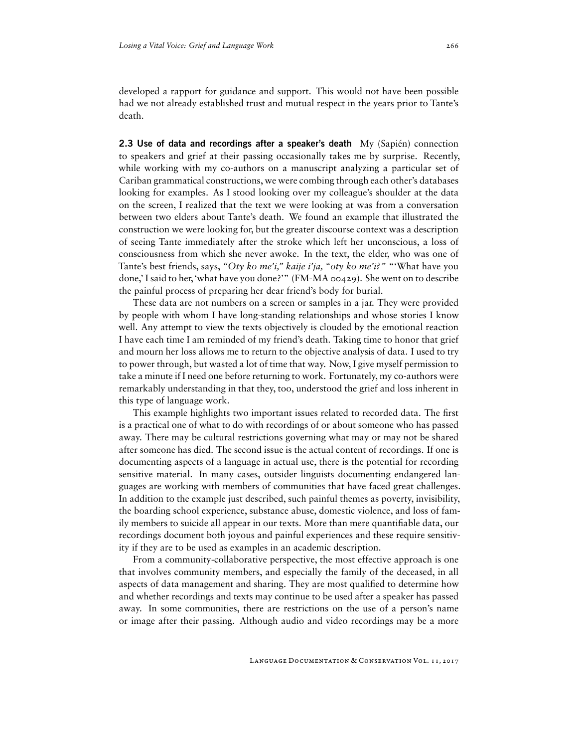developed a rapport for guidance and support. This would not have been possible had we not already established trust and mutual respect in the years prior to Tante's death.

**2.3 Use of data and recordings after a speaker's death** My (Sapién) connection to speakers and grief at their passing occasionally takes me by surprise. Recently, while working with my co-authors on a manuscript analyzing a particular set of Cariban grammatical constructions, we were combing through each other's databases looking for examples. As I stood looking over my colleague's shoulder at the data on the screen, I realized that the text we were looking at was from a conversation between two elders about Tante's death. We found an example that illustrated the construction we were looking for, but the greater discourse context was a description of seeing Tante immediately after the stroke which left her unconscious, a loss of consciousness from which she never awoke. In the text, the elder, who was one of Tante's best friends, says, *"Oty ko me'i," kaije i'ja, "oty ko me'i?"* "'What have you done,' I said to her, 'what have you done?'" (FM-MA 00429). She went on to describe the painful process of preparing her dear friend's body for burial.

These data are not numbers on a screen or samples in a jar. They were provided by people with whom I have long-standing relationships and whose stories I know well. Any attempt to view the texts objectively is clouded by the emotional reaction I have each time I am reminded of my friend's death. Taking time to honor that grief and mourn her loss allows me to return to the objective analysis of data. I used to try to power through, but wasted a lot of time that way. Now, I give myself permission to take a minute if I need one before returning to work. Fortunately, my co-authors were remarkably understanding in that they, too, understood the grief and loss inherent in this type of language work.

This example highlights two important issues related to recorded data. The first is a practical one of what to do with recordings of or about someone who has passed away. There may be cultural restrictions governing what may or may not be shared after someone has died. The second issue is the actual content of recordings. If one is documenting aspects of a language in actual use, there is the potential for recording sensitive material. In many cases, outsider linguists documenting endangered languages are working with members of communities that have faced great challenges. In addition to the example just described, such painful themes as poverty, invisibility, the boarding school experience, substance abuse, domestic violence, and loss of family members to suicide all appear in our texts. More than mere quantifiable data, our recordings document both joyous and painful experiences and these require sensitivity if they are to be used as examples in an academic description.

From a community-collaborative perspective, the most effective approach is one that involves community members, and especially the family of the deceased, in all aspects of data management and sharing. They are most qualified to determine how and whether recordings and texts may continue to be used after a speaker has passed away. In some communities, there are restrictions on the use of a person's name or image after their passing. Although audio and video recordings may be a more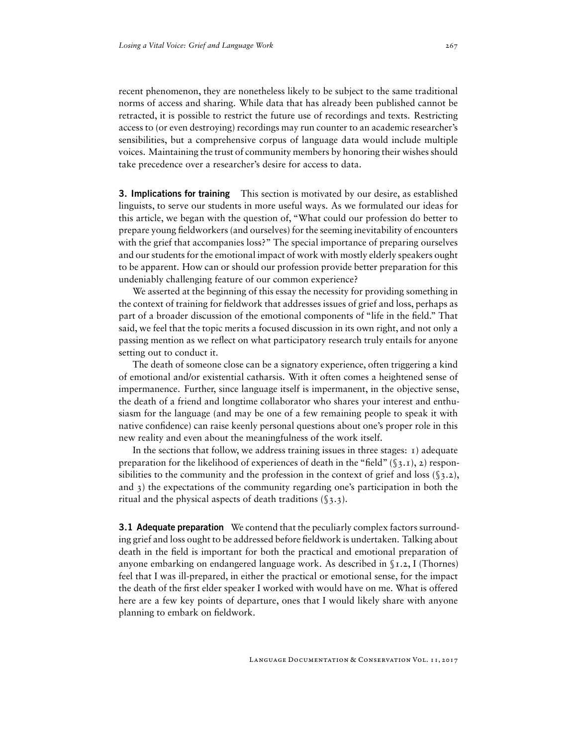recent phenomenon, they are nonetheless likely to be subject to the same traditional norms of access and sharing. While data that has already been published cannot be retracted, it is possible to restrict the future use of recordings and texts. Restricting access to (or even destroying) recordings may run counter to an academic researcher's sensibilities, but a comprehensive corpus of language data would include multiple voices. Maintaining the trust of community members by honoring their wishes should take precedence over a researcher's desire for access to data.

## 3. Implications for training

This section is motivated by our desire, as established linguists, to serve our students in more useful ways. As we formulated our ideas for this article, we began with the question of, "What could our profession do better to prepare young fieldworkers (and ourselves) for the seeming inevitability of encounters with the grief that accompanies loss?" The special importance of preparing ourselves and our students for the emotional impact of work with mostly elderly speakers ought to be apparent. How can or should our profession provide better preparation for this undeniably challenging feature of our common experience?

We asserted at the beginning of this essay the necessity for providing something in the context of training for fieldwork that addresses issues of grief and loss, perhaps as part of a broader discussion of the emotional components of "life in the field." That said, we feel that the topic merits a focused discussion in its own right, and not only a passing mention as we reflect on what participatory research truly entails for anyone setting out to conduct it.

The death of someone close can be a signatory experience, often triggering a kind of emotional and/or existential catharsis. With it often comes a heightened sense of impermanence. Further, since language itself is impermanent, in the objective sense, the death of a friend and longtime collaborator who shares your interest and enthusiasm for the language (and may be one of a few remaining people to speak it with native confidence) can raise keenly personal questions about one's proper role in this new reality and even about the meaningfulness of the work itself.

In the sections that follow, we address training issues in three stages: 1) adequate preparation for the likelihood of experiences of death in the "field" (§3.1), 2) responsibilities to the community and the profession in the context of grief and loss (§3.2), and 3) the expectations of the community regarding one's participation in both the ritual and the physical aspects of death traditions (§3.3).

### 3.1 Adequate preparation

We contend that the peculiarly complex factors surrounding grief and loss ought to be addressed before fieldwork is undertaken. Talking about death in the field is important for both the practical and emotional preparation of anyone embarking on endangered language work. As described in §1.2, I (Thornes) feel that I was ill-prepared, in either the practical or emotional sense, for the impact the death of the first elder speaker I worked with would have on me. What is offered here are a few key points of departure, ones that I would likely share with anyone planning to embark on fieldwork.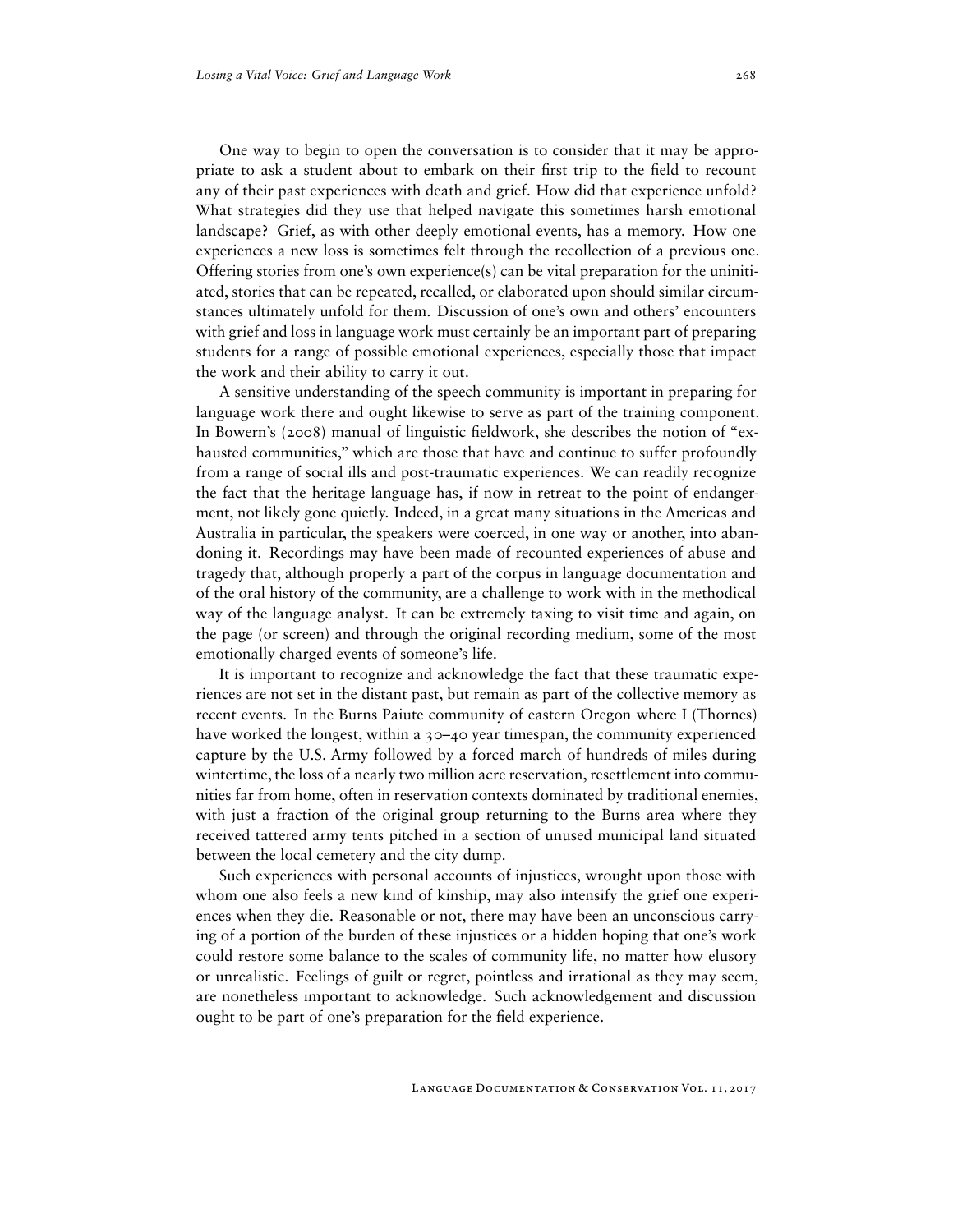One way to begin to open the conversation is to consider that it may be appropriate to ask a student about to embark on their first trip to the field to recount any of their past experiences with death and grief. How did that experience unfold? What strategies did they use that helped navigate this sometimes harsh emotional landscape? Grief, as with other deeply emotional events, has a memory. How one experiences a new loss is sometimes felt through the recollection of a previous one. Offering stories from one's own experience(s) can be vital preparation for the uninitiated, stories that can be repeated, recalled, or elaborated upon should similar circumstances ultimately unfold for them. Discussion of one's own and others' encounters with grief and loss in language work must certainly be an important part of preparing students for a range of possible emotional experiences, especially those that impact the work and their ability to carry it out.

A sensitive understanding of the speech community is important in preparing for language work there and ought likewise to serve as part of the training component. In Bowern's (2008) manual of linguistic fieldwork, she describes the notion of "exhausted communities," which are those that have and continue to suffer profoundly from a range of social ills and post-traumatic experiences. We can readily recognize the fact that the heritage language has, if now in retreat to the point of endangerment, not likely gone quietly. Indeed, in a great many situations in the Americas and Australia in particular, the speakers were coerced, in one way or another, into abandoning it. Recordings may have been made of recounted experiences of abuse and tragedy that, although properly a part of the corpus in language documentation and of the oral history of the community, are a challenge to work with in the methodical way of the language analyst. It can be extremely taxing to visit time and again, on the page (or screen) and through the original recording medium, some of the most emotionally charged events of someone's life.

It is important to recognize and acknowledge the fact that these traumatic experiences are not set in the distant past, but remain as part of the collective memory as recent events. In the Burns Paiute community of eastern Oregon where I (Thornes) have worked the longest, within a 30–40 year timespan, the community experienced capture by the U.S. Army followed by a forced march of hundreds of miles during wintertime, the loss of a nearly two million acre reservation, resettlement into communities far from home, often in reservation contexts dominated by traditional enemies, with just a fraction of the original group returning to the Burns area where they received tattered army tents pitched in a section of unused municipal land situated between the local cemetery and the city dump.

Such experiences with personal accounts of injustices, wrought upon those with whom one also feels a new kind of kinship, may also intensify the grief one experiences when they die. Reasonable or not, there may have been an unconscious carrying of a portion of the burden of these injustices or a hidden hoping that one's work could restore some balance to the scales of community life, no matter how elusory or unrealistic. Feelings of guilt or regret, pointless and irrational as they may seem, are nonetheless important to acknowledge. Such acknowledgement and discussion ought to be part of one's preparation for the field experience.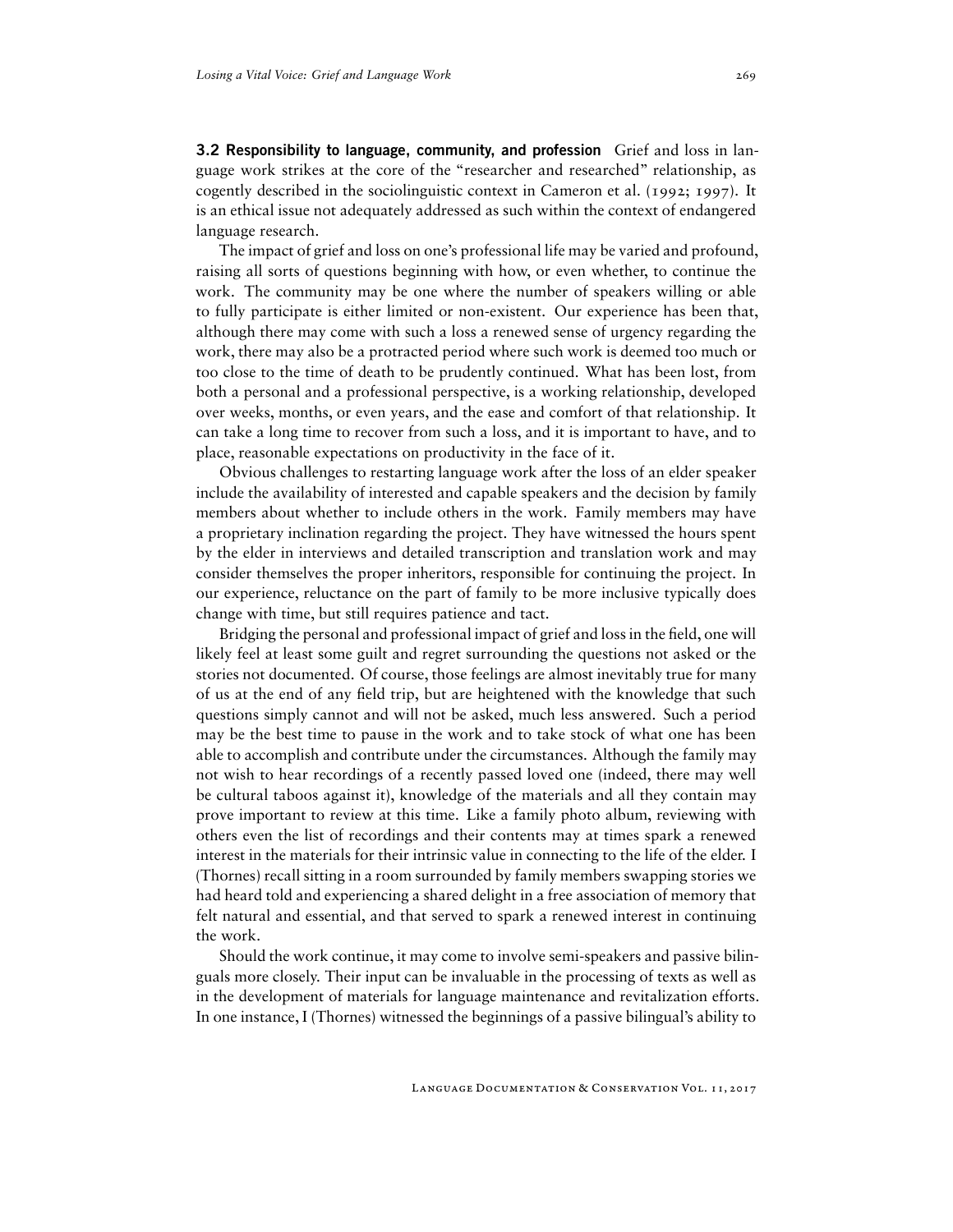**3.2 Responsibility to language, community, and profession** Grief and loss in language work strikes at the core of the "researcher and researched" relationship, as cogently described in the sociolinguistic context in Cameron et al. (1992; 1997). It is an ethical issue not adequately addressed as such within the context of endangered language research.

The impact of grief and loss on one's professional life may be varied and profound, raising all sorts of questions beginning with how, or even whether, to continue the work. The community may be one where the number of speakers willing or able to fully participate is either limited or non-existent. Our experience has been that, although there may come with such a loss a renewed sense of urgency regarding the work, there may also be a protracted period where such work is deemed too much or too close to the time of death to be prudently continued. What has been lost, from both a personal and a professional perspective, is a working relationship, developed over weeks, months, or even years, and the ease and comfort of that relationship. It can take a long time to recover from such a loss, and it is important to have, and to place, reasonable expectations on productivity in the face of it.

Obvious challenges to restarting language work after the loss of an elder speaker include the availability of interested and capable speakers and the decision by family members about whether to include others in the work. Family members may have a proprietary inclination regarding the project. They have witnessed the hours spent by the elder in interviews and detailed transcription and translation work and may consider themselves the proper inheritors, responsible for continuing the project. In our experience, reluctance on the part of family to be more inclusive typically does change with time, but still requires patience and tact.

Bridging the personal and professional impact of grief and loss in the field, one will likely feel at least some guilt and regret surrounding the questions not asked or the stories not documented. Of course, those feelings are almost inevitably true for many of us at the end of any field trip, but are heightened with the knowledge that such questions simply cannot and will not be asked, much less answered. Such a period may be the best time to pause in the work and to take stock of what one has been able to accomplish and contribute under the circumstances. Although the family may not wish to hear recordings of a recently passed loved one (indeed, there may well be cultural taboos against it), knowledge of the materials and all they contain may prove important to review at this time. Like a family photo album, reviewing with others even the list of recordings and their contents may at times spark a renewed interest in the materials for their intrinsic value in connecting to the life of the elder. I (Thornes) recall sitting in a room surrounded by family members swapping stories we had heard told and experiencing a shared delight in a free association of memory that felt natural and essential, and that served to spark a renewed interest in continuing the work.

Should the work continue, it may come to involve semi-speakers and passive bilinguals more closely. Their input can be invaluable in the processing of texts as well as in the development of materials for language maintenance and revitalization efforts. In one instance, I (Thornes) witnessed the beginnings of a passive bilingual's ability to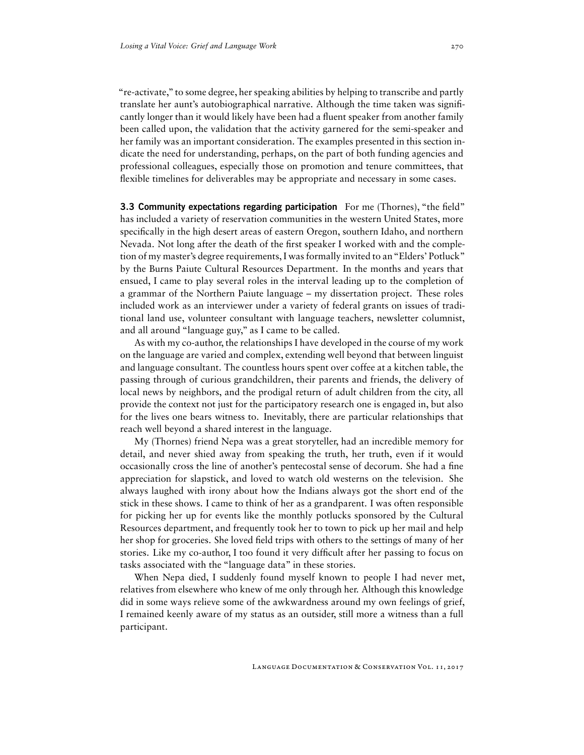"re-activate," to some degree, her speaking abilities by helping to transcribe and partly translate her aunt's autobiographical narrative. Although the time taken was significantly longer than it would likely have been had a fluent speaker from another family been called upon, the validation that the activity garnered for the semi-speaker and her family was an important consideration. The examples presented in this section indicate the need for understanding, perhaps, on the part of both funding agencies and professional colleagues, especially those on promotion and tenure committees, that flexible timelines for deliverables may be appropriate and necessary in some cases.

**3.3 Community expectations regarding participation** For me (Thornes), "the field" has included a variety of reservation communities in the western United States, more specifically in the high desert areas of eastern Oregon, southern Idaho, and northern Nevada. Not long after the death of the first speaker I worked with and the completion of my master's degree requirements, I was formally invited to an "Elders' Potluck" by the Burns Paiute Cultural Resources Department. In the months and years that ensued, I came to play several roles in the interval leading up to the completion of a grammar of the Northern Paiute language – my dissertation project. These roles included work as an interviewer under a variety of federal grants on issues of traditional land use, volunteer consultant with language teachers, newsletter columnist, and all around "language guy," as I came to be called.

As with my co-author, the relationships I have developed in the course of my work on the language are varied and complex, extending well beyond that between linguist and language consultant. The countless hours spent over coffee at a kitchen table, the passing through of curious grandchildren, their parents and friends, the delivery of local news by neighbors, and the prodigal return of adult children from the city, all provide the context not just for the participatory research one is engaged in, but also for the lives one bears witness to. Inevitably, there are particular relationships that reach well beyond a shared interest in the language.

My (Thornes) friend Nepa was a great storyteller, had an incredible memory for detail, and never shied away from speaking the truth, her truth, even if it would occasionally cross the line of another's pentecostal sense of decorum. She had a fine appreciation for slapstick, and loved to watch old westerns on the television. She always laughed with irony about how the Indians always got the short end of the stick in these shows. I came to think of her as a grandparent. I was often responsible for picking her up for events like the monthly potlucks sponsored by the Cultural Resources department, and frequently took her to town to pick up her mail and help her shop for groceries. She loved field trips with others to the settings of many of her stories. Like my co-author, I too found it very difficult after her passing to focus on tasks associated with the "language data" in these stories.

When Nepa died, I suddenly found myself known to people I had never met, relatives from elsewhere who knew of me only through her. Although this knowledge did in some ways relieve some of the awkwardness around my own feelings of grief, I remained keenly aware of my status as an outsider, still more a witness than a full participant.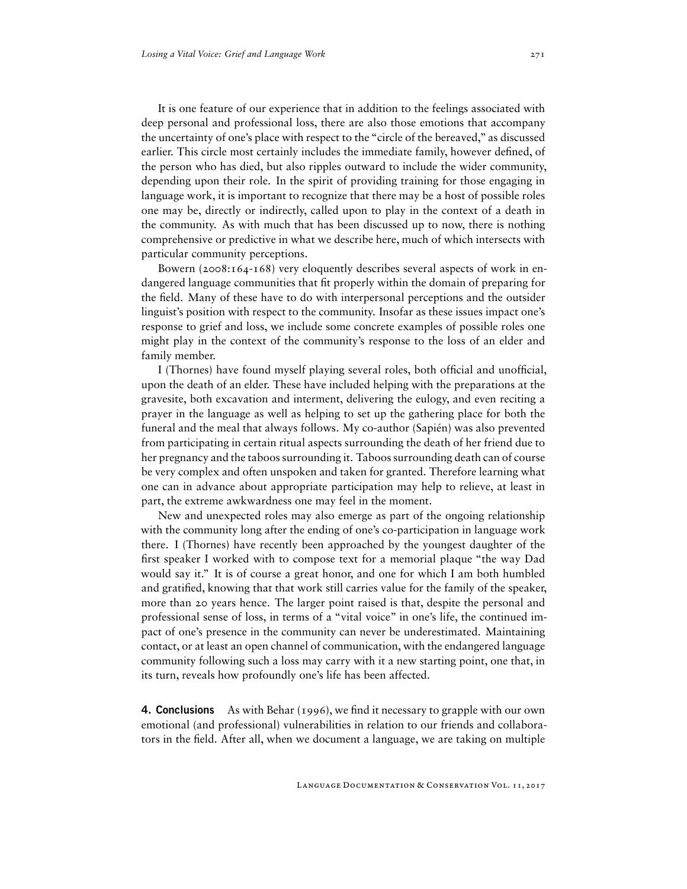It is one feature of our experience that in addition to the feelings associated with deep personal and professional loss, there are also those emotions that accompany the uncertainty of one's place with respect to the "circle of the bereaved," as discussed earlier. This circle most certainly includes the immediate family, however defined, of the person who has died, but also ripples outward to include the wider community, depending upon their role. In the spirit of providing training for those engaging in language work, it is important to recognize that there may be a host of possible roles one may be, directly or indirectly, called upon to play in the context of a death in the community. As with much that has been discussed up to now, there is nothing comprehensive or predictive in what we describe here, much of which intersects with particular community perceptions.

Bowern (2008:164-168) very eloquently describes several aspects of work in endangered language communities that fit properly within the domain of preparing for the field. Many of these have to do with interpersonal perceptions and the outsider linguist's position with respect to the community. Insofar as these issues impact one's response to grief and loss, we include some concrete examples of possible roles one might play in the context of the community's response to the loss of an elder and family member.

I (Thornes) have found myself playing several roles, both official and unofficial, upon the death of an elder. These have included helping with the preparations at the gravesite, both excavation and interment, delivering the eulogy, and even reciting a prayer in the language as well as helping to set up the gathering place for both the funeral and the meal that always follows. My co-author (Sapién) was also prevented from participating in certain ritual aspects surrounding the death of her friend due to her pregnancy and the taboos surrounding it. Taboos surrounding death can of course be very complex and often unspoken and taken for granted. Therefore learning what one can in advance about appropriate participation may help to relieve, at least in part, the extreme awkwardness one may feel in the moment.

New and unexpected roles may also emerge as part of the ongoing relationship with the community long after the ending of one's co-participation in language work there. I (Thornes) have recently been approached by the youngest daughter of the first speaker I worked with to compose text for a memorial plaque "the way Dad would say it." It is of course a great honor, and one for which I am both humbled and gratified, knowing that that work still carries value for the family of the speaker, more than 20 years hence. The larger point raised is that, despite the personal and professional sense of loss, in terms of a "vital voice" in one's life, the continued impact of one's presence in the community can never be underestimated. Maintaining contact, or at least an open channel of communication, with the endangered language community following such a loss may carry with it a new starting point, one that, in its turn, reveals how profoundly one's life has been affected.

## 4. Conclusions

As with Behar (1996), we find it necessary to grapple with our own emotional (and professional) vulnerabilities in relation to our friends and collaborators in the field. After all, when we document a language, we are taking on multiple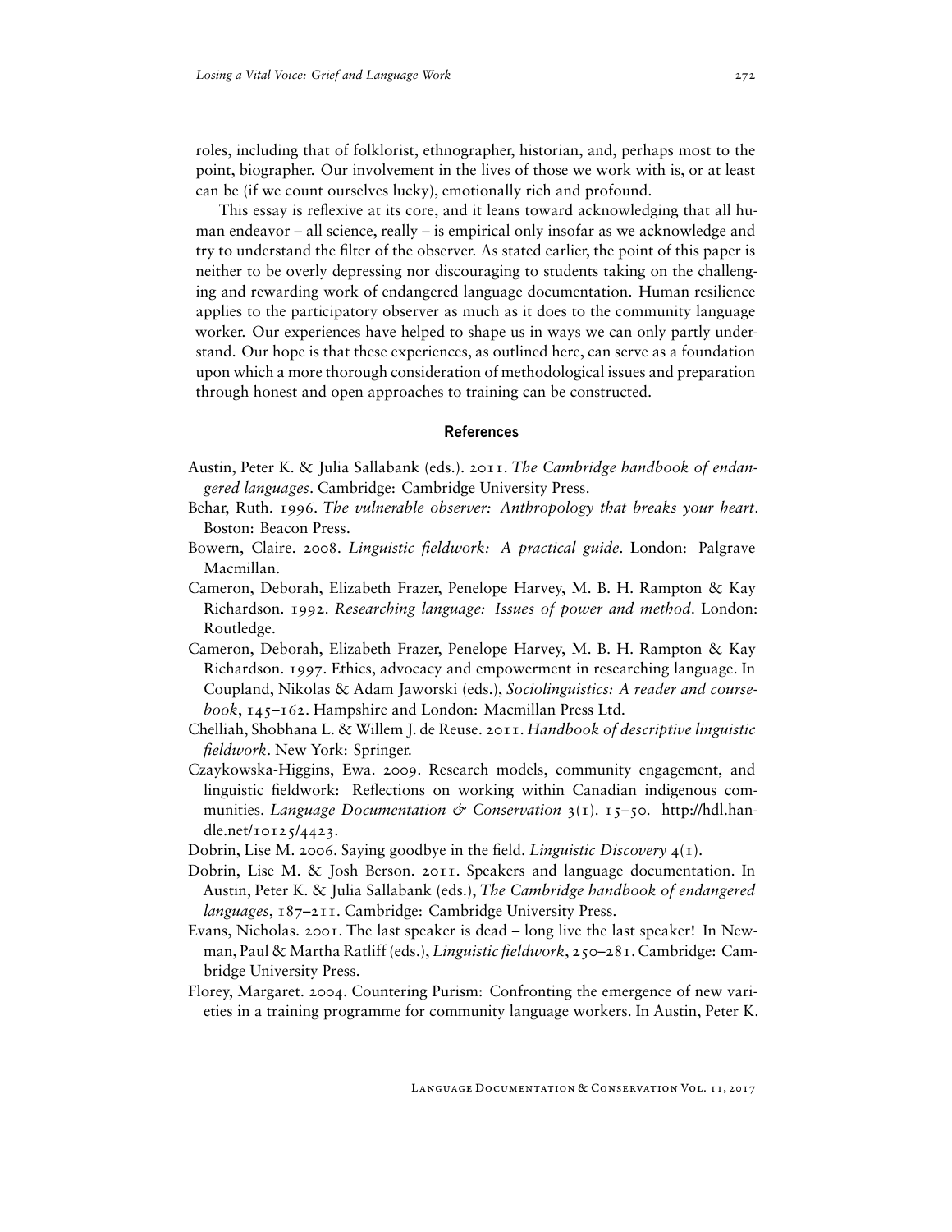roles, including that of folklorist, ethnographer, historian, and, perhaps most to the point, biographer. Our involvement in the lives of those we work with is, or at least can be (if we count ourselves lucky), emotionally rich and profound.

This essay is reflexive at its core, and it leans toward acknowledging that all human endeavor – all science, really – is empirical only insofar as we acknowledge and try to understand the filter of the observer. As stated earlier, the point of this paper is neither to be overly depressing nor discouraging to students taking on the challenging and rewarding work of endangered language documentation. Human resilience applies to the participatory observer as much as it does to the community language worker. Our experiences have helped to shape us in ways we can only partly understand. Our hope is that these experiences, as outlined here, can serve as a foundation upon which a more thorough consideration of methodological issues and preparation through honest and open approaches to training can be constructed.

## References

Austin, Peter K. & Julia Sallabank (eds.). 2011. *The Cambridge handbook of endangered languages*. Cambridge: Cambridge University Press.

Behar, Ruth. 1996. *The vulnerable observer: Anthropology that breaks your heart*. Boston: Beacon Press.

Bowern, Claire. 2008. *Linguistic fieldwork: A practical guide*. London: Palgrave Macmillan.

Cameron, Deborah, Elizabeth Frazer, Penelope Harvey, M. B. H. Rampton & Kay Richardson. 1992. *Researching language: Issues of power and method*. London: Routledge.

Cameron, Deborah, Elizabeth Frazer, Penelope Harvey, M. B. H. Rampton & Kay Richardson. 1997. Ethics, advocacy and empowerment in researching language. In Coupland, Nikolas & Adam Jaworski (eds.), *Sociolinguistics: A reader and coursebook*, 145–162. Hampshire and London: Macmillan Press Ltd.

Chelliah, Shobhana L. & Willem J. de Reuse. 2011. *Handbook of descriptive linguistic fieldwork*. New York: Springer.

Czaykowska-Higgins, Ewa. 2009. Research models, community engagement, and linguistic fieldwork: Reflections on working within Canadian indigenous communities. *Language Documentation & Conservation* 3(1). 15–50. http://hdl.handle.net/10125/4423.

Dobrin, Lise M. 2006. Saying goodbye in the field. *Linguistic Discovery* 4(1).

Dobrin, Lise M. & Josh Berson. 2011. Speakers and language documentation. In Austin, Peter K. & Julia Sallabank (eds.), *The Cambridge handbook of endangered languages*, 187–211. Cambridge: Cambridge University Press.

Evans, Nicholas. 2001. The last speaker is dead – long live the last speaker! In Newman, Paul & Martha Ratliff (eds.), *Linguistic fieldwork*, 250–281. Cambridge: Cambridge University Press.

Florey, Margaret. 2004. Countering Purism: Confronting the emergence of new varieties in a training programme for community language workers. In Austin, Peter K.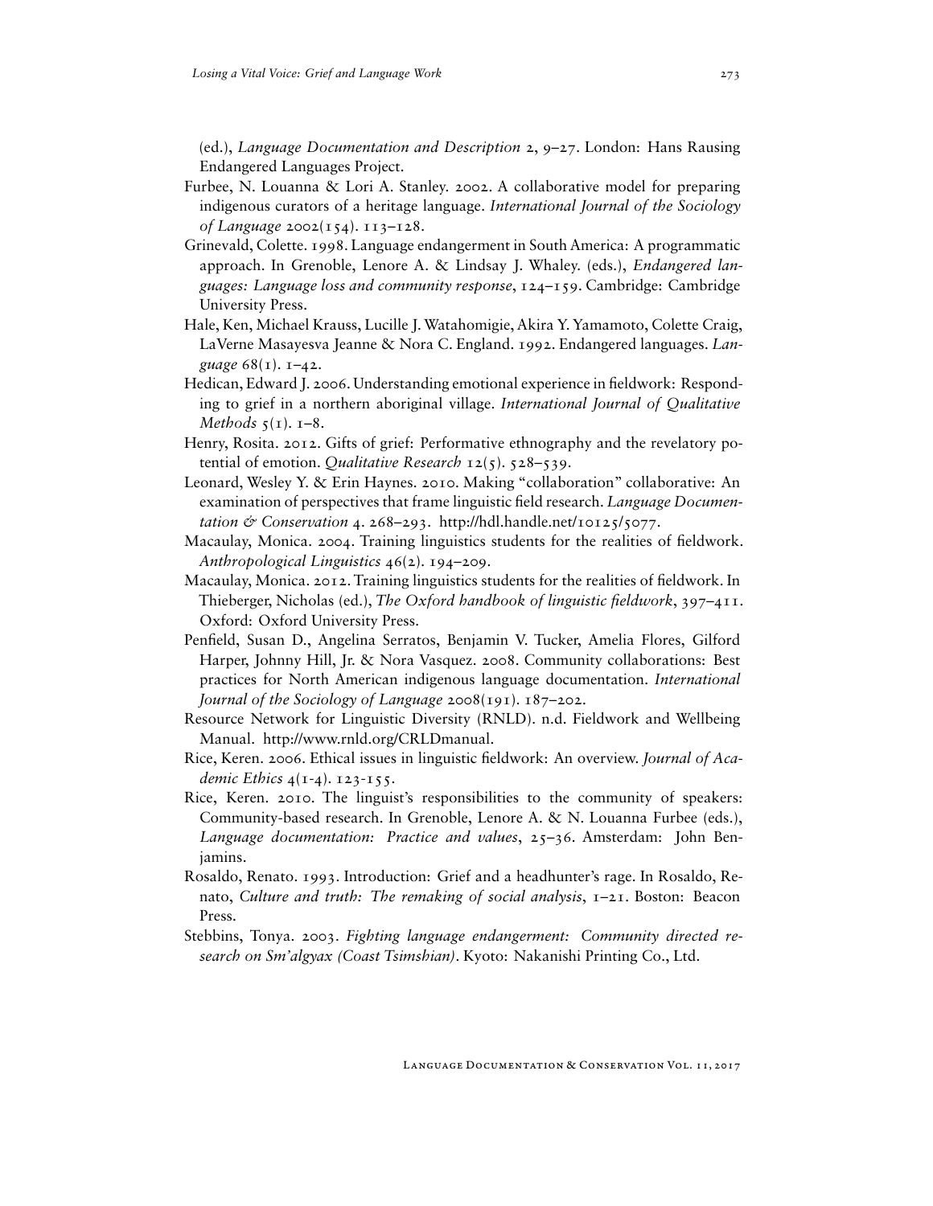(ed.), *Language Documentation and Description* 2, 9–27. London: Hans Rausing Endangered Languages Project.

Furbee, N. Louanna & Lori A. Stanley. 2002. A collaborative model for preparing indigenous curators of a heritage language. *International Journal of the Sociology of Language* 2002(154). 113–128.

Grinevald, Colette. 1998. Language endangerment in South America: A programmatic approach. In Grenoble, Lenore A. & Lindsay J. Whaley. (eds.), *Endangered languages: Language loss and community response*, 124–159. Cambridge: Cambridge University Press.

Hale, Ken, Michael Krauss, Lucille J. Watahomigie, Akira Y. Yamamoto, Colette Craig, LaVerne Masayesva Jeanne & Nora C. England. 1992. Endangered languages. *Language* 68(1). 1–42.

Hedican, Edward J. 2006. Understanding emotional experience in fieldwork: Responding to grief in a northern aboriginal village. *International Journal of Qualitative Methods* 5(1). 1–8.

Henry, Rosita. 2012. Gifts of grief: Performative ethnography and the revelatory potential of emotion. *Qualitative Research* 12(5). 528–539.

Leonard, Wesley Y. & Erin Haynes. 2010. Making "collaboration" collaborative: An examination of perspectives that frame linguistic field research. *Language Documentation & Conservation* 4. 268–293. http://hdl.handle.net/10125/5077.

Macaulay, Monica. 2004. Training linguistics students for the realities of fieldwork. *Anthropological Linguistics* 46(2). 194–209.

Macaulay, Monica. 2012. Training linguistics students for the realities of fieldwork. In Thieberger, Nicholas (ed.), *The Oxford handbook of linguistic fieldwork*, 397–411. Oxford: Oxford University Press.

Penfield, Susan D., Angelina Serratos, Benjamin V. Tucker, Amelia Flores, Gilford Harper, Johnny Hill, Jr. & Nora Vasquez. 2008. Community collaborations: Best practices for North American indigenous language documentation. *International Journal of the Sociology of Language* 2008(191). 187–202.

Resource Network for Linguistic Diversity (RNLD). n.d. Fieldwork and Wellbeing Manual. http://www.rnld.org/CRLDmanual.

Rice, Keren. 2006. Ethical issues in linguistic fieldwork: An overview. *Journal of Academic Ethics* 4(1-4). 123-155.

Rice, Keren. 2010. The linguist's responsibilities to the community of speakers: Community-based research. In Grenoble, Lenore A. & N. Louanna Furbee (eds.), *Language documentation: Practice and values*, 25–36. Amsterdam: John Benjamins.

Rosaldo, Renato. 1993. Introduction: Grief and a headhunter's rage. In Rosaldo, Renato, *Culture and truth: The remaking of social analysis*, 1–21. Boston: Beacon Press.

Stebbins, Tonya. 2003. *Fighting language endangerment: Community directed research on Sm'algyax (Coast Tsimshian)*. Kyoto: Nakanishi Printing Co., Ltd.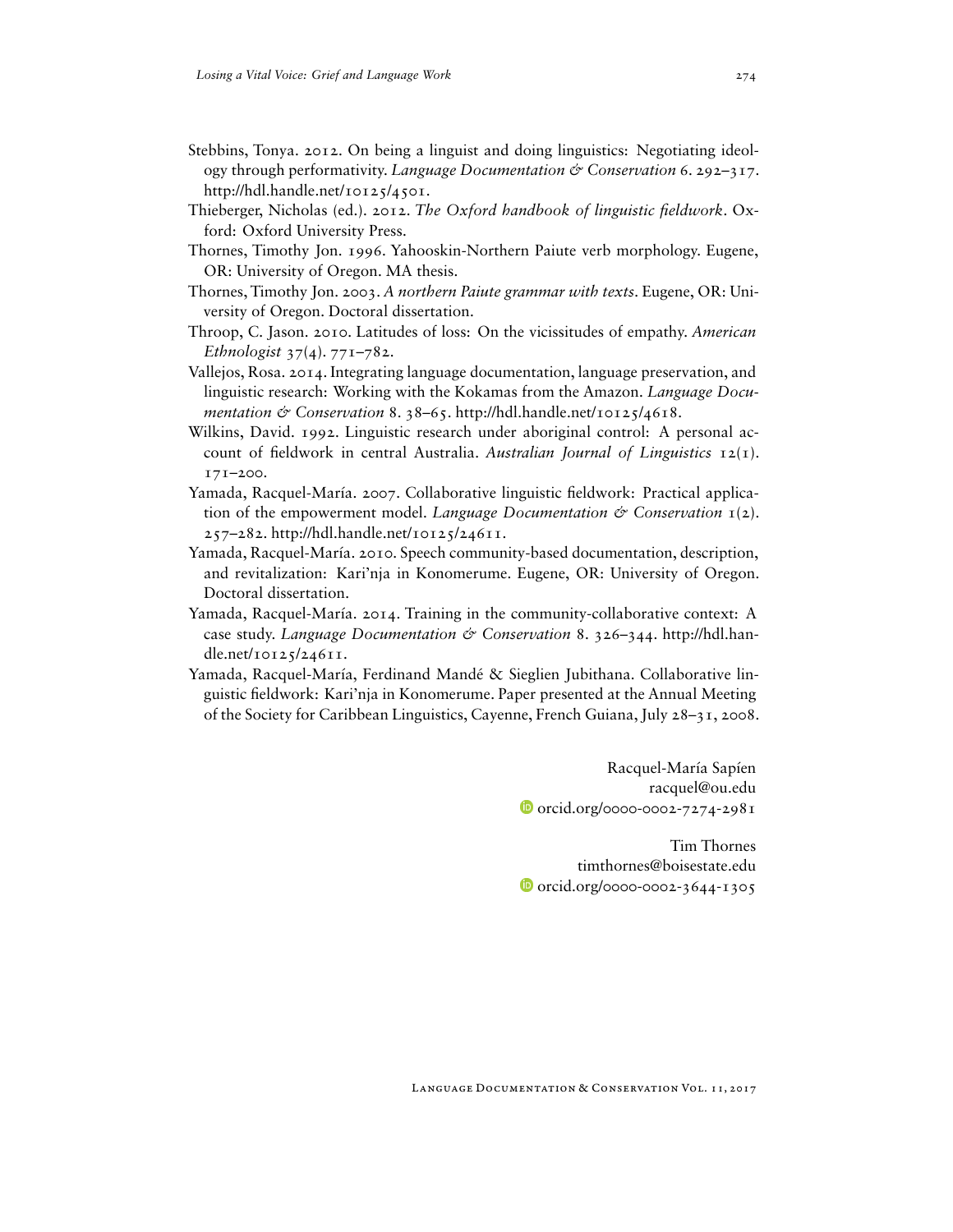Stebbins, Tonya. 2012. On being a linguist and doing linguistics: Negotiating ideology through performativity. *Language Documentation & Conservation* 6. 292–317. http://hdl.handle.net/10125/4501.

Thieberger, Nicholas (ed.). 2012. *The Oxford handbook of linguistic fieldwork*. Oxford: Oxford University Press.

Thornes, Timothy Jon. 1996. Yahooskin-Northern Paiute verb morphology. Eugene, OR: University of Oregon. MA thesis.

Thornes, Timothy Jon. 2003. *A northern Paiute grammar with texts*. Eugene, OR: University of Oregon. Doctoral dissertation.

Throop, C. Jason. 2010. Latitudes of loss: On the vicissitudes of empathy. *American Ethnologist* 37(4). 771–782.

Vallejos, Rosa. 2014. Integrating language documentation, language preservation, and linguistic research: Working with the Kokamas from the Amazon. *Language Documentation & Conservation* 8. 38–65. http://hdl.handle.net/10125/4618.

Wilkins, David. 1992. Linguistic research under aboriginal control: A personal account of fieldwork in central Australia. *Australian Journal of Linguistics* 12(1). 171–200.

Yamada, Racquel-María. 2007. Collaborative linguistic fieldwork: Practical application of the empowerment model. *Language Documentation & Conservation* 1(2). 257–282. http://hdl.handle.net/10125/24611.

Yamada, Racquel-María. 2010. Speech community-based documentation, description, and revitalization: Kari'nja in Konomerume. Eugene, OR: University of Oregon. Doctoral dissertation.

Yamada, Racquel-María. 2014. Training in the community-collaborative context: A case study. *Language Documentation & Conservation* 8. 326–344. http://hdl.handle.net/10125/24611.

Yamada, Racquel-María, Ferdinand Mandé & Sieglien Jubithana. Collaborative linguistic fieldwork: Kari'nja in Konomerume. Paper presented at the Annual Meeting of the Society for Caribbean Linguistics, Cayenne, French Guiana, July 28–31, 2008.

Racquel-María Sapíen
racquel@ou.edu
orcid.org/0000-0002-7274-2981

Tim Thornes
timthornes@boisestate.edu
orcid.org/0000-0002-3644-1305